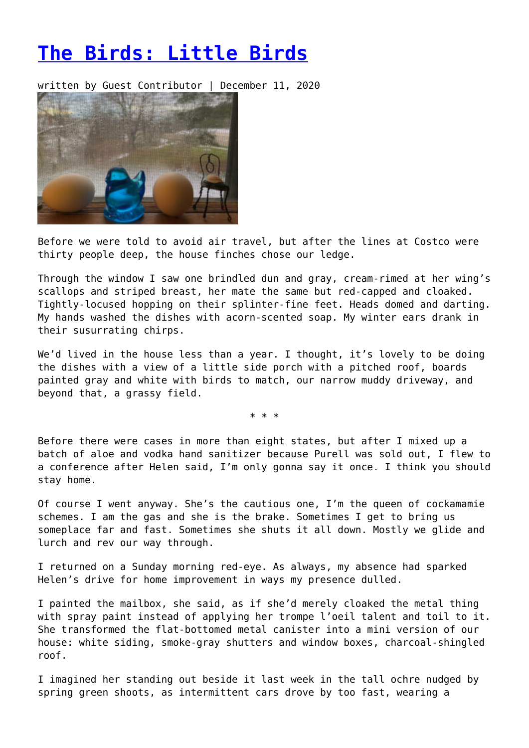# [The Birds: Little Birds]

written by Guest Contributor | December 11, 2020

Before we were told to avoid air travel, but after the lines at Costco were thirty people deep, the house finches chose our ledge.

Through the window I saw one brindled dun and gray, cream-rimed at her wing's scallops and striped breast, her mate the same but red-capped and cloaked. Tightly-locused hopping on their splinter-fine feet. Heads domed and darting. My hands washed the dishes with acorn-scented soap. My winter ears drank in their susurrating chirps.

We'd lived in the house less than a year. I thought, it's lovely to be doing the dishes with a view of a little side porch with a pitched roof, boards painted gray and white with birds to match, our narrow muddy driveway, and beyond that, a grassy field.

\* \* \*

Before there were cases in more than eight states, but after I mixed up a batch of aloe and vodka hand sanitizer because Purell was sold out, I flew to a conference after Helen said, I'm only gonna say it once. I think you should stay home.

Of course I went anyway. She's the cautious one, I'm the queen of cockamamie schemes. I am the gas and she is the brake. Sometimes I get to bring us someplace far and fast. Sometimes she shuts it all down. Mostly we glide and lurch and rev our way through.

I returned on a Sunday morning red-eye. As always, my absence had sparked Helen's drive for home improvement in ways my presence dulled.

I painted the mailbox, she said, as if she'd merely cloaked the metal thing with spray paint instead of applying her trompe l'oeil talent and toil to it. She transformed the flat-bottomed metal canister into a mini version of our house: white siding, smoke-gray shutters and window boxes, charcoal-shingled roof.

I imagined her standing out beside it last week in the tall ochre nudged by spring green shoots, as intermittent cars drove by too fast, wearing a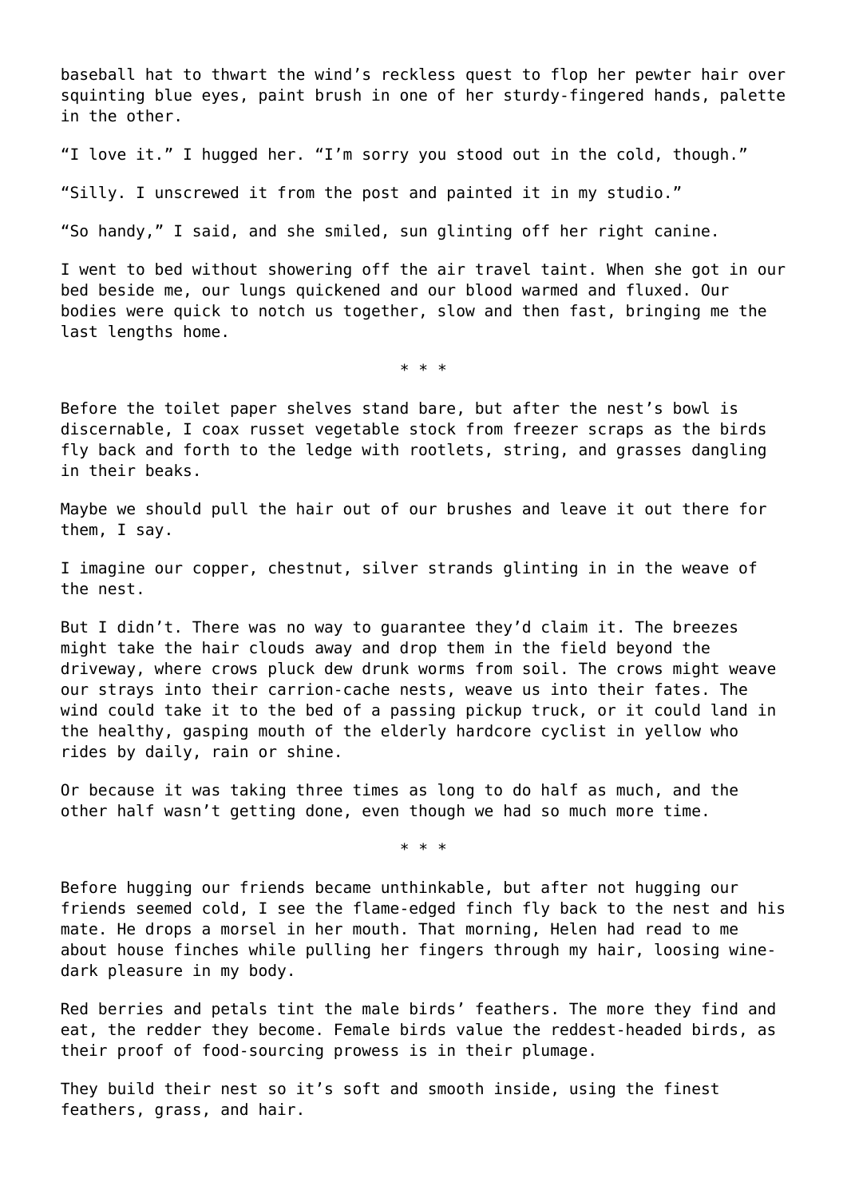baseball hat to thwart the wind's reckless quest to flop her pewter hair over squinting blue eyes, paint brush in one of her sturdy-fingered hands, palette in the other.

"I love it." I hugged her. "I'm sorry you stood out in the cold, though."

"Silly. I unscrewed it from the post and painted it in my studio."

"So handy," I said, and she smiled, sun glinting off her right canine.

I went to bed without showering off the air travel taint. When she got in our bed beside me, our lungs quickened and our blood warmed and fluxed. Our bodies were quick to notch us together, slow and then fast, bringing me the last lengths home.

\* \* \*

Before the toilet paper shelves stand bare, but after the nest's bowl is discernable, I coax russet vegetable stock from freezer scraps as the birds fly back and forth to the ledge with rootlets, string, and grasses dangling in their beaks.

Maybe we should pull the hair out of our brushes and leave it out there for them, I say.

I imagine our copper, chestnut, silver strands glinting in in the weave of the nest.

But I didn't. There was no way to guarantee they'd claim it. The breezes might take the hair clouds away and drop them in the field beyond the driveway, where crows pluck dew drunk worms from soil. The crows might weave our strays into their carrion-cache nests, weave us into their fates. The wind could take it to the bed of a passing pickup truck, or it could land in the healthy, gasping mouth of the elderly hardcore cyclist in yellow who rides by daily, rain or shine.

Or because it was taking three times as long to do half as much, and the other half wasn't getting done, even though we had so much more time.

\* \* \*

Before hugging our friends became unthinkable, but after not hugging our friends seemed cold, I see the flame-edged finch fly back to the nest and his mate. He drops a morsel in her mouth. That morning, Helen had read to me about house finches while pulling her fingers through my hair, loosing wine-dark pleasure in my body.

Red berries and petals tint the male birds' feathers. The more they find and eat, the redder they become. Female birds value the reddest-headed birds, as their proof of food-sourcing prowess is in their plumage.

They build their nest so it's soft and smooth inside, using the finest feathers, grass, and hair.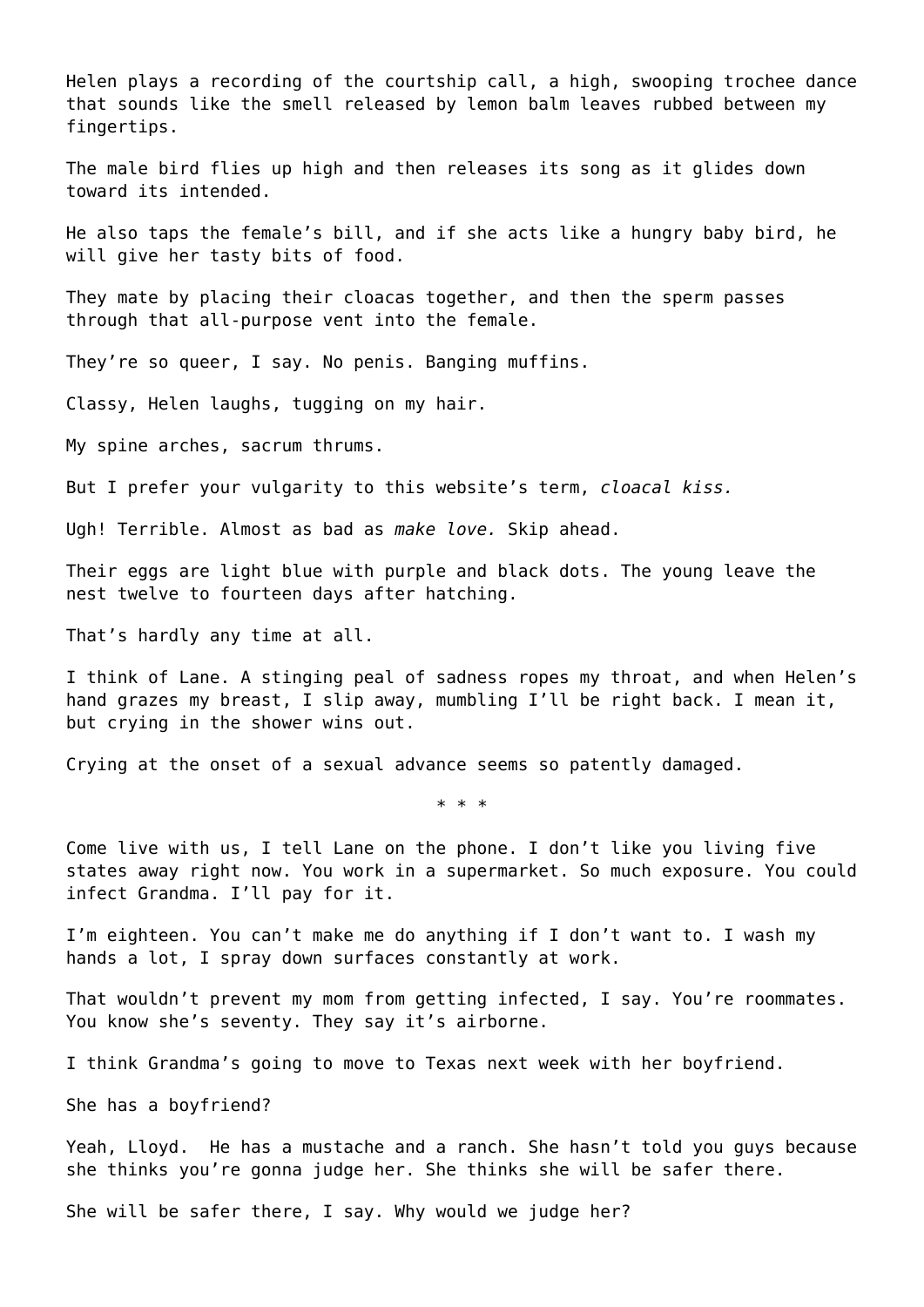Helen plays a recording of the courtship call, a high, swooping trochee dance that sounds like the smell released by lemon balm leaves rubbed between my fingertips.

The male bird flies up high and then releases its song as it glides down toward its intended.

He also taps the female's bill, and if she acts like a hungry baby bird, he will give her tasty bits of food.

They mate by placing their cloacas together, and then the sperm passes through that all-purpose vent into the female.

They're so queer, I say. No penis. Banging muffins.

Classy, Helen laughs, tugging on my hair.

My spine arches, sacrum thrums.

But I prefer your vulgarity to this website's term, *cloacal kiss.*

Ugh! Terrible. Almost as bad as *make love.* Skip ahead.

Their eggs are light blue with purple and black dots. The young leave the nest twelve to fourteen days after hatching.

That's hardly any time at all.

I think of Lane. A stinging peal of sadness ropes my throat, and when Helen's hand grazes my breast, I slip away, mumbling I'll be right back. I mean it, but crying in the shower wins out.

Crying at the onset of a sexual advance seems so patently damaged.

\* \* \*

Come live with us, I tell Lane on the phone. I don't like you living five states away right now. You work in a supermarket. So much exposure. You could infect Grandma. I'll pay for it.

I'm eighteen. You can't make me do anything if I don't want to. I wash my hands a lot, I spray down surfaces constantly at work.

That wouldn't prevent my mom from getting infected, I say. You're roommates. You know she's seventy. They say it's airborne.

I think Grandma's going to move to Texas next week with her boyfriend.

She has a boyfriend?

Yeah, Lloyd. He has a mustache and a ranch. She hasn't told you guys because she thinks you're gonna judge her. She thinks she will be safer there.

She will be safer there, I say. Why would we judge her?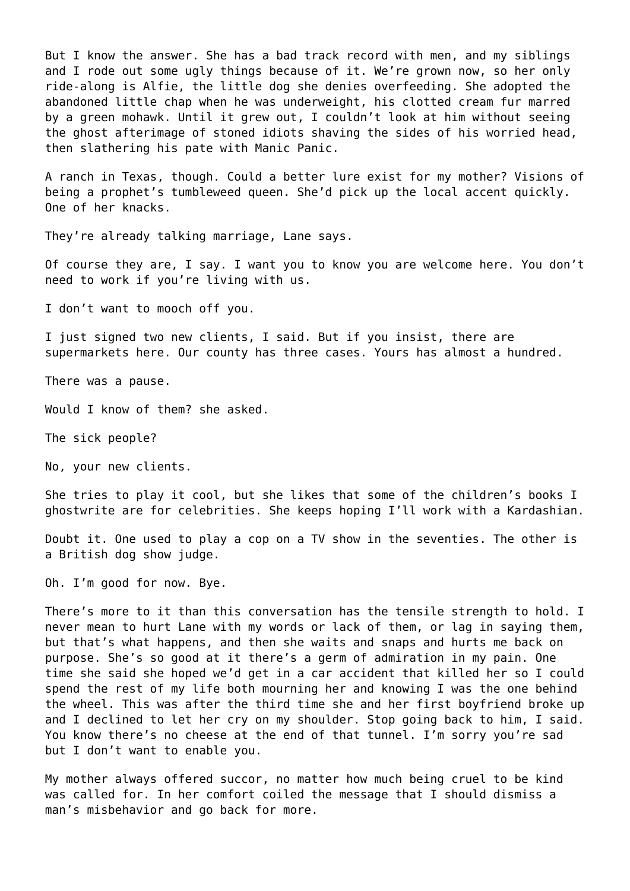But I know the answer. She has a bad track record with men, and my siblings and I rode out some ugly things because of it. We're grown now, so her only ride-along is Alfie, the little dog she denies overfeeding. She adopted the abandoned little chap when he was underweight, his clotted cream fur marred by a green mohawk. Until it grew out, I couldn't look at him without seeing the ghost afterimage of stoned idiots shaving the sides of his worried head, then slathering his pate with Manic Panic.

A ranch in Texas, though. Could a better lure exist for my mother? Visions of being a prophet's tumbleweed queen. She'd pick up the local accent quickly. One of her knacks.

They're already talking marriage, Lane says.

Of course they are, I say. I want you to know you are welcome here. You don't need to work if you're living with us.

I don't want to mooch off you.

I just signed two new clients, I said. But if you insist, there are supermarkets here. Our county has three cases. Yours has almost a hundred.

There was a pause.

Would I know of them? she asked.

The sick people?

No, your new clients.

She tries to play it cool, but she likes that some of the children's books I ghostwrite are for celebrities. She keeps hoping I'll work with a Kardashian.

Doubt it. One used to play a cop on a TV show in the seventies. The other is a British dog show judge.

Oh. I'm good for now. Bye.

There's more to it than this conversation has the tensile strength to hold. I never mean to hurt Lane with my words or lack of them, or lag in saying them, but that's what happens, and then she waits and snaps and hurts me back on purpose. She's so good at it there's a germ of admiration in my pain. One time she said she hoped we'd get in a car accident that killed her so I could spend the rest of my life both mourning her and knowing I was the one behind the wheel. This was after the third time she and her first boyfriend broke up and I declined to let her cry on my shoulder. Stop going back to him, I said. You know there's no cheese at the end of that tunnel. I'm sorry you're sad but I don't want to enable you.

My mother always offered succor, no matter how much being cruel to be kind was called for. In her comfort coiled the message that I should dismiss a man's misbehavior and go back for more.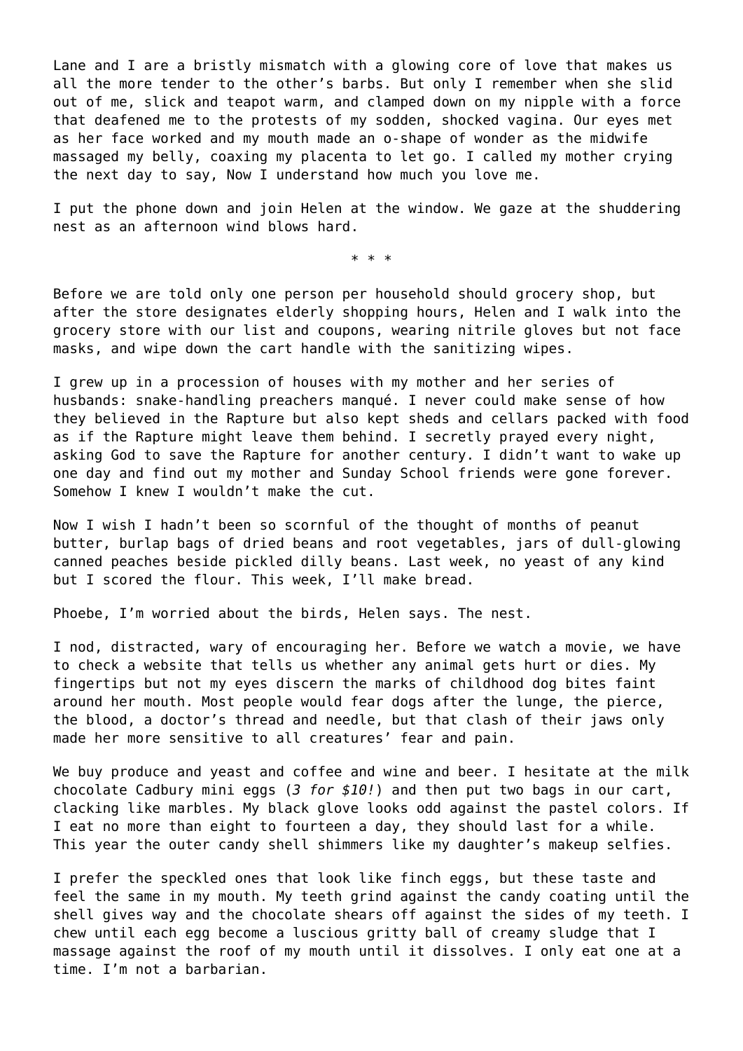Lane and I are a bristly mismatch with a glowing core of love that makes us all the more tender to the other's barbs. But only I remember when she slid out of me, slick and teapot warm, and clamped down on my nipple with a force that deafened me to the protests of my sodden, shocked vagina. Our eyes met as her face worked and my mouth made an o-shape of wonder as the midwife massaged my belly, coaxing my placenta to let go. I called my mother crying the next day to say, Now I understand how much you love me.

I put the phone down and join Helen at the window. We gaze at the shuddering nest as an afternoon wind blows hard.

\* \* \*

Before we are told only one person per household should grocery shop, but after the store designates elderly shopping hours, Helen and I walk into the grocery store with our list and coupons, wearing nitrile gloves but not face masks, and wipe down the cart handle with the sanitizing wipes.

I grew up in a procession of houses with my mother and her series of husbands: snake-handling preachers manqué. I never could make sense of how they believed in the Rapture but also kept sheds and cellars packed with food as if the Rapture might leave them behind. I secretly prayed every night, asking God to save the Rapture for another century. I didn't want to wake up one day and find out my mother and Sunday School friends were gone forever. Somehow I knew I wouldn't make the cut.

Now I wish I hadn't been so scornful of the thought of months of peanut butter, burlap bags of dried beans and root vegetables, jars of dull-glowing canned peaches beside pickled dilly beans. Last week, no yeast of any kind but I scored the flour. This week, I'll make bread.

Phoebe, I'm worried about the birds, Helen says. The nest.

I nod, distracted, wary of encouraging her. Before we watch a movie, we have to check a website that tells us whether any animal gets hurt or dies. My fingertips but not my eyes discern the marks of childhood dog bites faint around her mouth. Most people would fear dogs after the lunge, the pierce, the blood, a doctor's thread and needle, but that clash of their jaws only made her more sensitive to all creatures' fear and pain.

We buy produce and yeast and coffee and wine and beer. I hesitate at the milk chocolate Cadbury mini eggs (*3 for $10!*) and then put two bags in our cart, clacking like marbles. My black glove looks odd against the pastel colors. If I eat no more than eight to fourteen a day, they should last for a while. This year the outer candy shell shimmers like my daughter's makeup selfies.

I prefer the speckled ones that look like finch eggs, but these taste and feel the same in my mouth. My teeth grind against the candy coating until the shell gives way and the chocolate shears off against the sides of my teeth. I chew until each egg become a luscious gritty ball of creamy sludge that I massage against the roof of my mouth until it dissolves. I only eat one at a time. I'm not a barbarian.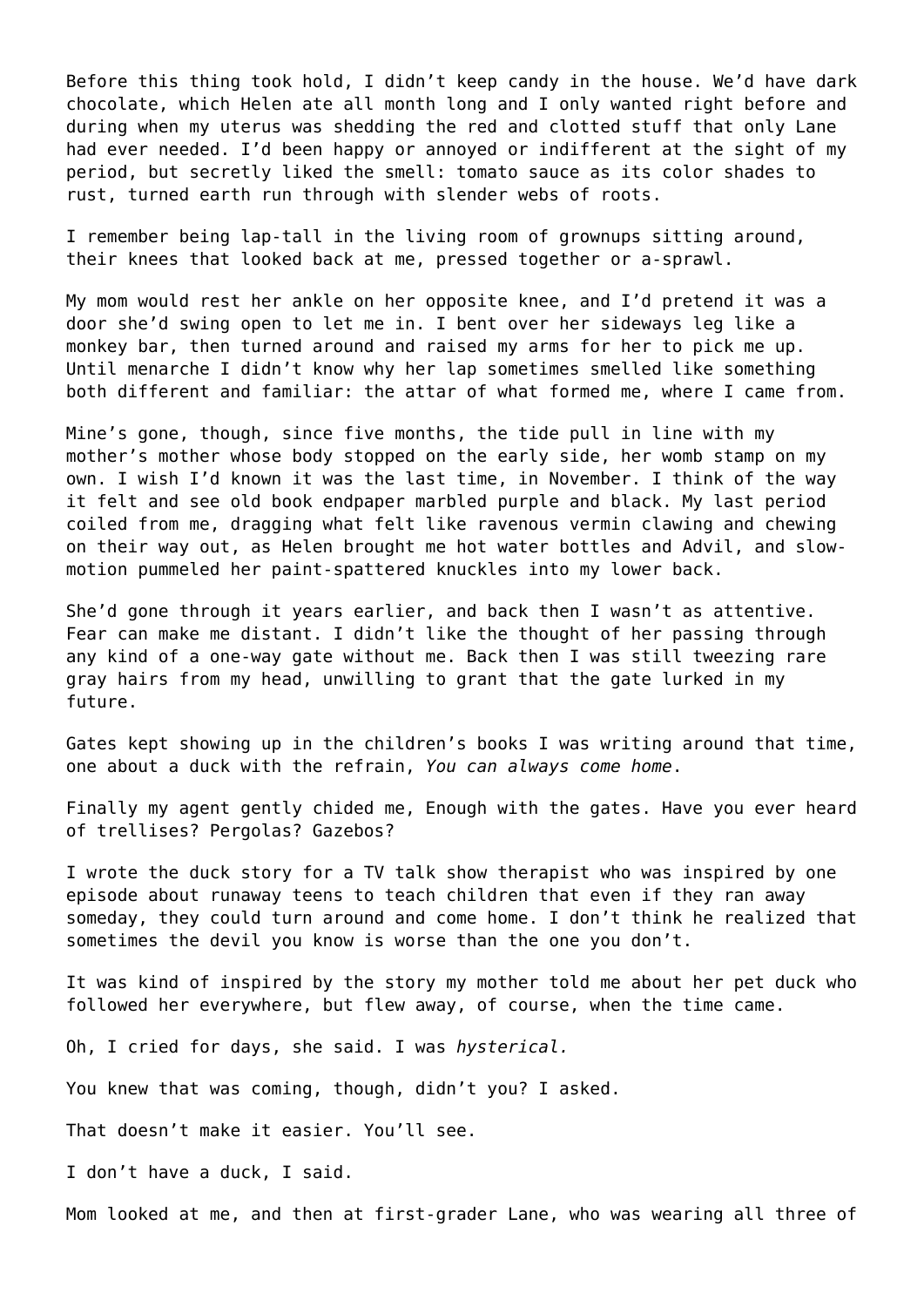Before this thing took hold, I didn't keep candy in the house. We'd have dark chocolate, which Helen ate all month long and I only wanted right before and during when my uterus was shedding the red and clotted stuff that only Lane had ever needed. I'd been happy or annoyed or indifferent at the sight of my period, but secretly liked the smell: tomato sauce as its color shades to rust, turned earth run through with slender webs of roots.

I remember being lap-tall in the living room of grownups sitting around, their knees that looked back at me, pressed together or a-sprawl.

My mom would rest her ankle on her opposite knee, and I'd pretend it was a door she'd swing open to let me in. I bent over her sideways leg like a monkey bar, then turned around and raised my arms for her to pick me up. Until menarche I didn't know why her lap sometimes smelled like something both different and familiar: the attar of what formed me, where I came from.

Mine's gone, though, since five months, the tide pull in line with my mother's mother whose body stopped on the early side, her womb stamp on my own. I wish I'd known it was the last time, in November. I think of the way it felt and see old book endpaper marbled purple and black. My last period coiled from me, dragging what felt like ravenous vermin clawing and chewing on their way out, as Helen brought me hot water bottles and Advil, and slow-motion pummeled her paint-spattered knuckles into my lower back.

She'd gone through it years earlier, and back then I wasn't as attentive. Fear can make me distant. I didn't like the thought of her passing through any kind of a one-way gate without me. Back then I was still tweezing rare gray hairs from my head, unwilling to grant that the gate lurked in my future.

Gates kept showing up in the children's books I was writing around that time, one about a duck with the refrain, *You can always come home*.

Finally my agent gently chided me, Enough with the gates. Have you ever heard of trellises? Pergolas? Gazebos?

I wrote the duck story for a TV talk show therapist who was inspired by one episode about runaway teens to teach children that even if they ran away someday, they could turn around and come home. I don't think he realized that sometimes the devil you know is worse than the one you don't.

It was kind of inspired by the story my mother told me about her pet duck who followed her everywhere, but flew away, of course, when the time came.

Oh, I cried for days, she said. I was *hysterical.*

You knew that was coming, though, didn't you? I asked.

That doesn't make it easier. You'll see.

I don't have a duck, I said.

Mom looked at me, and then at first-grader Lane, who was wearing all three of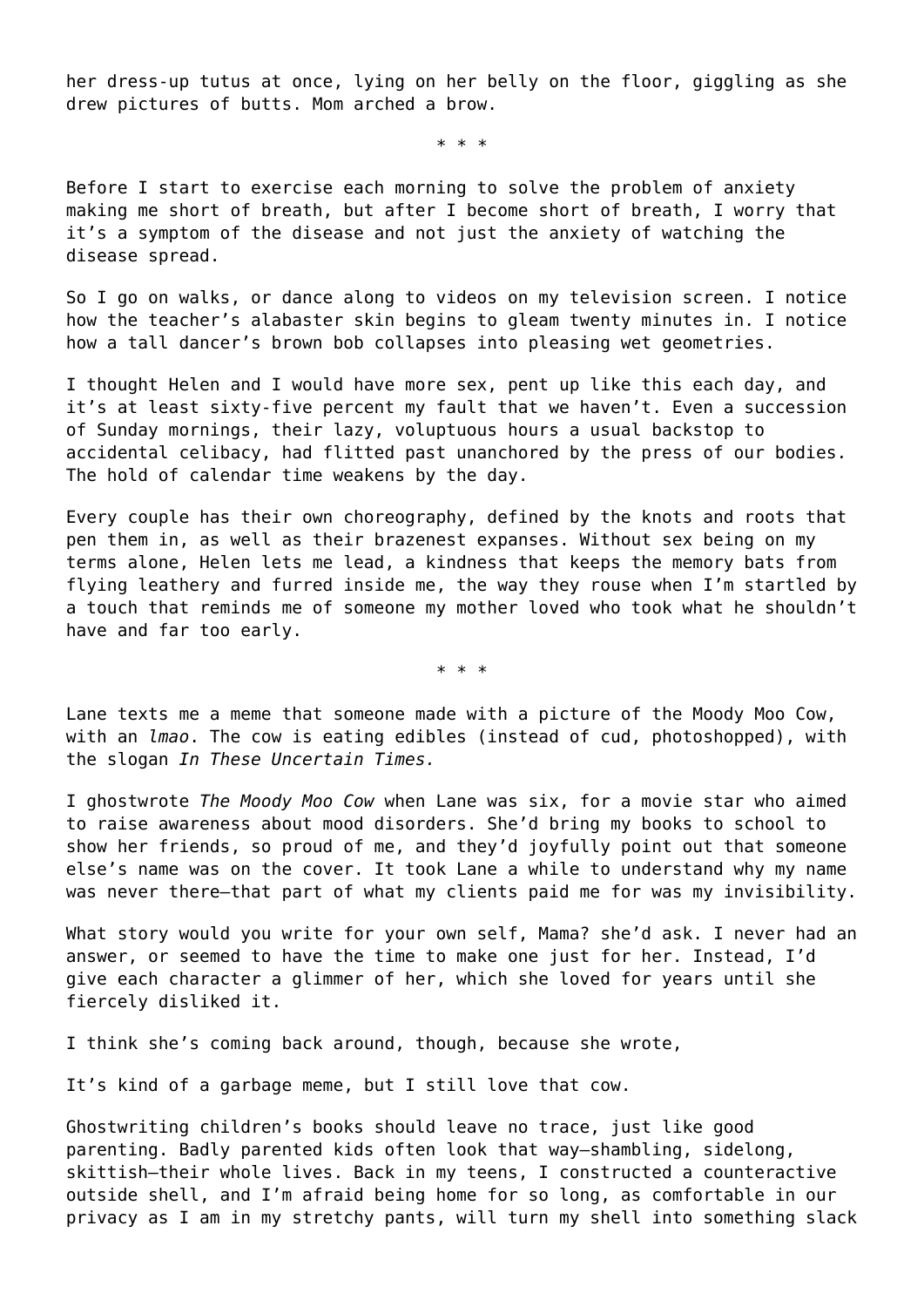her dress-up tutus at once, lying on her belly on the floor, giggling as she drew pictures of butts. Mom arched a brow.

\* \* \*

Before I start to exercise each morning to solve the problem of anxiety making me short of breath, but after I become short of breath, I worry that it's a symptom of the disease and not just the anxiety of watching the disease spread.

So I go on walks, or dance along to videos on my television screen. I notice how the teacher's alabaster skin begins to gleam twenty minutes in. I notice how a tall dancer's brown bob collapses into pleasing wet geometries.

I thought Helen and I would have more sex, pent up like this each day, and it's at least sixty-five percent my fault that we haven't. Even a succession of Sunday mornings, their lazy, voluptuous hours a usual backstop to accidental celibacy, had flitted past unanchored by the press of our bodies. The hold of calendar time weakens by the day.

Every couple has their own choreography, defined by the knots and roots that pen them in, as well as their brazenest expanses. Without sex being on my terms alone, Helen lets me lead, a kindness that keeps the memory bats from flying leathery and furred inside me, the way they rouse when I'm startled by a touch that reminds me of someone my mother loved who took what he shouldn't have and far too early.

\* \* \*

Lane texts me a meme that someone made with a picture of the Moody Moo Cow, with an *lmao*. The cow is eating edibles (instead of cud, photoshopped), with the slogan *In These Uncertain Times.*

I ghostwrote *The Moody Moo Cow* when Lane was six, for a movie star who aimed to raise awareness about mood disorders. She'd bring my books to school to show her friends, so proud of me, and they'd joyfully point out that someone else's name was on the cover. It took Lane a while to understand why my name was never there—that part of what my clients paid me for was my invisibility.

What story would you write for your own self, Mama? she'd ask. I never had an answer, or seemed to have the time to make one just for her. Instead, I'd give each character a glimmer of her, which she loved for years until she fiercely disliked it.

I think she's coming back around, though, because she wrote,

It's kind of a garbage meme, but I still love that cow.

Ghostwriting children's books should leave no trace, just like good parenting. Badly parented kids often look that way—shambling, sidelong, skittish—their whole lives. Back in my teens, I constructed a counteractive outside shell, and I'm afraid being home for so long, as comfortable in our privacy as I am in my stretchy pants, will turn my shell into something slack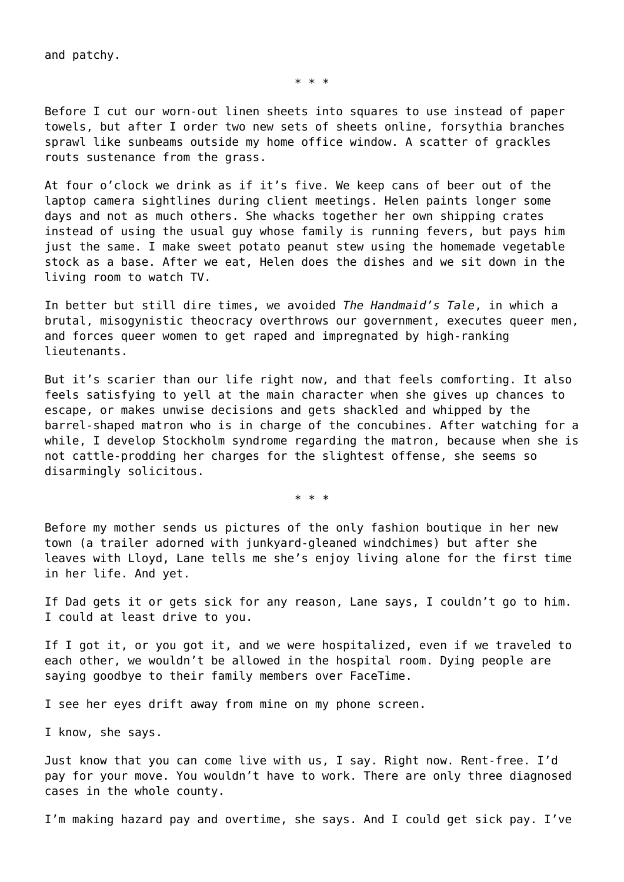and patchy.

\* \* \*

Before I cut our worn-out linen sheets into squares to use instead of paper towels, but after I order two new sets of sheets online, forsythia branches sprawl like sunbeams outside my home office window. A scatter of grackles routs sustenance from the grass.

At four o'clock we drink as if it's five. We keep cans of beer out of the laptop camera sightlines during client meetings. Helen paints longer some days and not as much others. She whacks together her own shipping crates instead of using the usual guy whose family is running fevers, but pays him just the same. I make sweet potato peanut stew using the homemade vegetable stock as a base. After we eat, Helen does the dishes and we sit down in the living room to watch TV.

In better but still dire times, we avoided *The Handmaid's Tale*, in which a brutal, misogynistic theocracy overthrows our government, executes queer men, and forces queer women to get raped and impregnated by high-ranking lieutenants.

But it's scarier than our life right now, and that feels comforting. It also feels satisfying to yell at the main character when she gives up chances to escape, or makes unwise decisions and gets shackled and whipped by the barrel-shaped matron who is in charge of the concubines. After watching for a while, I develop Stockholm syndrome regarding the matron, because when she is not cattle-prodding her charges for the slightest offense, she seems so disarmingly solicitous.

\* \* \*

Before my mother sends us pictures of the only fashion boutique in her new town (a trailer adorned with junkyard-gleaned windchimes) but after she leaves with Lloyd, Lane tells me she's enjoy living alone for the first time in her life. And yet.

If Dad gets it or gets sick for any reason, Lane says, I couldn't go to him. I could at least drive to you.

If I got it, or you got it, and we were hospitalized, even if we traveled to each other, we wouldn't be allowed in the hospital room. Dying people are saying goodbye to their family members over FaceTime.

I see her eyes drift away from mine on my phone screen.

I know, she says.

Just know that you can come live with us, I say. Right now. Rent-free. I'd pay for your move. You wouldn't have to work. There are only three diagnosed cases in the whole county.

I'm making hazard pay and overtime, she says. And I could get sick pay. I've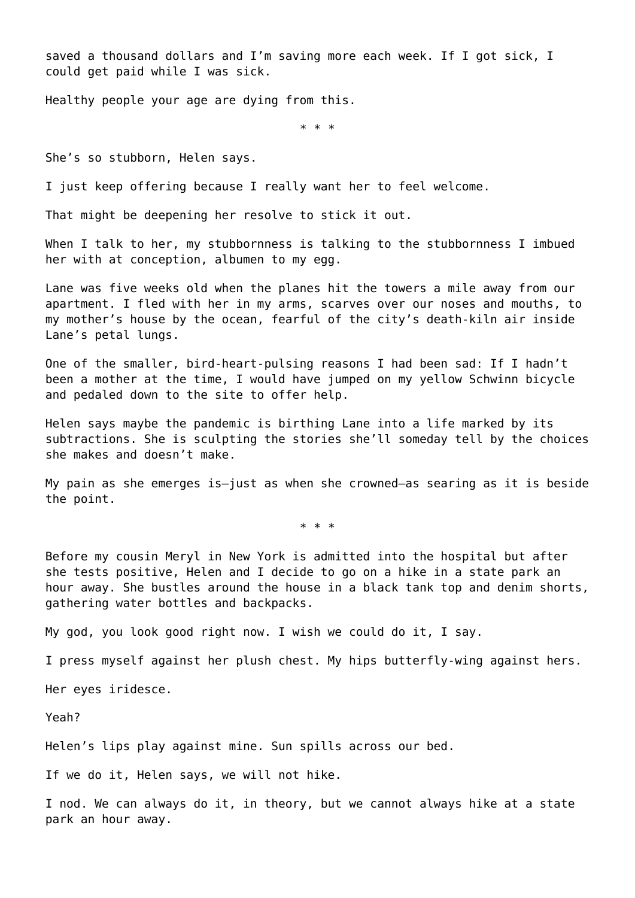saved a thousand dollars and I’m saving more each week. If I got sick, I could get paid while I was sick.

Healthy people your age are dying from this.

\* \* \*

She’s so stubborn, Helen says.

I just keep offering because I really want her to feel welcome.

That might be deepening her resolve to stick it out.

When I talk to her, my stubbornness is talking to the stubbornness I imbued her with at conception, albumen to my egg.

Lane was five weeks old when the planes hit the towers a mile away from our apartment. I fled with her in my arms, scarves over our noses and mouths, to my mother’s house by the ocean, fearful of the city’s death-kiln air inside Lane’s petal lungs.

One of the smaller, bird-heart-pulsing reasons I had been sad: If I hadn’t been a mother at the time, I would have jumped on my yellow Schwinn bicycle and pedaled down to the site to offer help.

Helen says maybe the pandemic is birthing Lane into a life marked by its subtractions. She is sculpting the stories she’ll someday tell by the choices she makes and doesn’t make.

My pain as she emerges is—just as when she crowned—as searing as it is beside the point.

\* \* \*

Before my cousin Meryl in New York is admitted into the hospital but after she tests positive, Helen and I decide to go on a hike in a state park an hour away. She bustles around the house in a black tank top and denim shorts, gathering water bottles and backpacks.

My god, you look good right now. I wish we could do it, I say.

I press myself against her plush chest. My hips butterfly-wing against hers.

Her eyes iridesce.

Yeah?

Helen’s lips play against mine. Sun spills across our bed.

If we do it, Helen says, we will not hike.

I nod. We can always do it, in theory, but we cannot always hike at a state park an hour away.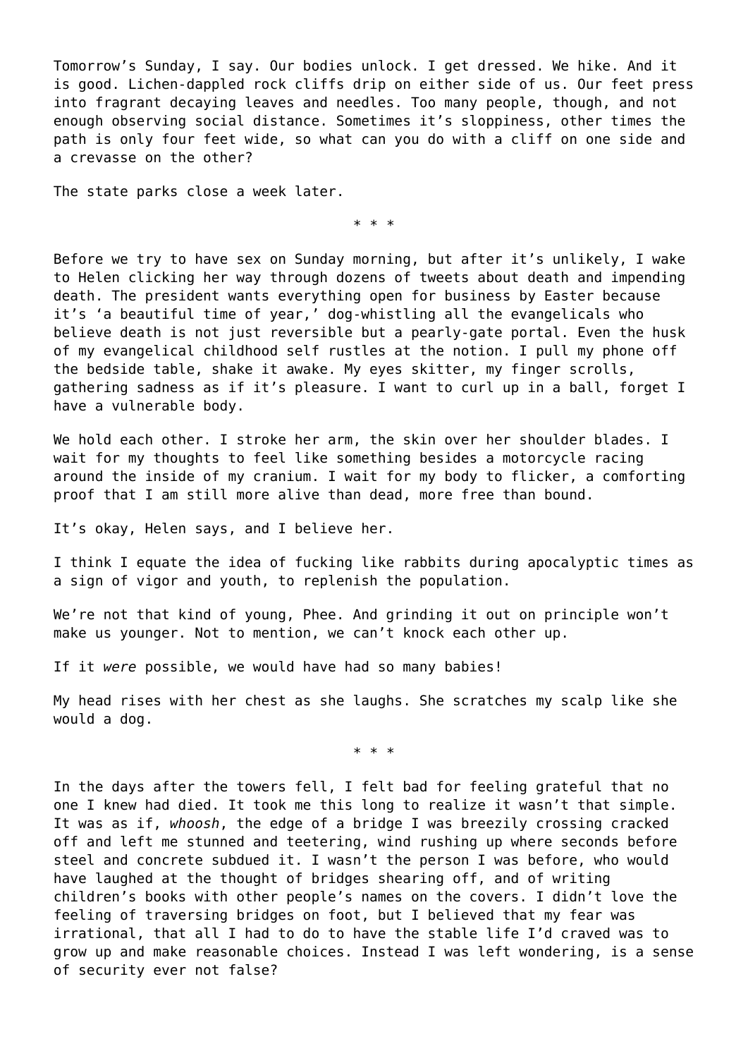Tomorrow's Sunday, I say. Our bodies unlock. I get dressed. We hike. And it is good. Lichen-dappled rock cliffs drip on either side of us. Our feet press into fragrant decaying leaves and needles. Too many people, though, and not enough observing social distance. Sometimes it's sloppiness, other times the path is only four feet wide, so what can you do with a cliff on one side and a crevasse on the other?

The state parks close a week later.

* * *

Before we try to have sex on Sunday morning, but after it's unlikely, I wake to Helen clicking her way through dozens of tweets about death and impending death. The president wants everything open for business by Easter because it's 'a beautiful time of year,' dog-whistling all the evangelicals who believe death is not just reversible but a pearly-gate portal. Even the husk of my evangelical childhood self rustles at the notion. I pull my phone off the bedside table, shake it awake. My eyes skitter, my finger scrolls, gathering sadness as if it's pleasure. I want to curl up in a ball, forget I have a vulnerable body.

We hold each other. I stroke her arm, the skin over her shoulder blades. I wait for my thoughts to feel like something besides a motorcycle racing around the inside of my cranium. I wait for my body to flicker, a comforting proof that I am still more alive than dead, more free than bound.

It's okay, Helen says, and I believe her.

I think I equate the idea of fucking like rabbits during apocalyptic times as a sign of vigor and youth, to replenish the population.

We're not that kind of young, Phee. And grinding it out on principle won't make us younger. Not to mention, we can't knock each other up.

If it *were* possible, we would have had so many babies!

My head rises with her chest as she laughs. She scratches my scalp like she would a dog.

* * *

In the days after the towers fell, I felt bad for feeling grateful that no one I knew had died. It took me this long to realize it wasn't that simple. It was as if, *whoosh*, the edge of a bridge I was breezily crossing cracked off and left me stunned and teetering, wind rushing up where seconds before steel and concrete subdued it. I wasn't the person I was before, who would have laughed at the thought of bridges shearing off, and of writing children's books with other people's names on the covers. I didn't love the feeling of traversing bridges on foot, but I believed that my fear was irrational, that all I had to do to have the stable life I'd craved was to grow up and make reasonable choices. Instead I was left wondering, is a sense of security ever not false?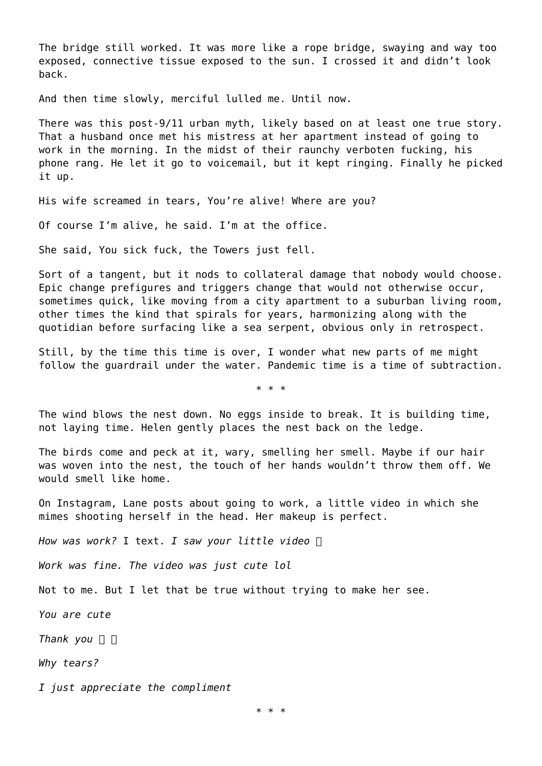The bridge still worked. It was more like a rope bridge, swaying and way too exposed, connective tissue exposed to the sun. I crossed it and didn't look back.

And then time slowly, merciful lulled me. Until now.

There was this post-9/11 urban myth, likely based on at least one true story. That a husband once met his mistress at her apartment instead of going to work in the morning. In the midst of their raunchy verboten fucking, his phone rang. He let it go to voicemail, but it kept ringing. Finally he picked it up.

His wife screamed in tears, You're alive! Where are you?

Of course I'm alive, he said. I'm at the office.

She said, You sick fuck, the Towers just fell.

Sort of a tangent, but it nods to collateral damage that nobody would choose. Epic change prefigures and triggers change that would not otherwise occur, sometimes quick, like moving from a city apartment to a suburban living room, other times the kind that spirals for years, harmonizing along with the quotidian before surfacing like a sea serpent, obvious only in retrospect.

Still, by the time this time is over, I wonder what new parts of me might follow the guardrail under the water. Pandemic time is a time of subtraction.

* * *

The wind blows the nest down. No eggs inside to break. It is building time, not laying time. Helen gently places the nest back on the ledge.

The birds come and peck at it, wary, smelling her smell. Maybe if our hair was woven into the nest, the touch of her hands wouldn't throw them off. We would smell like home.

On Instagram, Lane posts about going to work, a little video in which she mimes shooting herself in the head. Her makeup is perfect.

*How was work?* I text. *I saw your little video* □

*Work was fine. The video was just cute lol*

Not to me. But I let that be true without trying to make her see.

*You are cute*

*Thank you* □ □

*Why tears?*

*I just appreciate the compliment*

* * *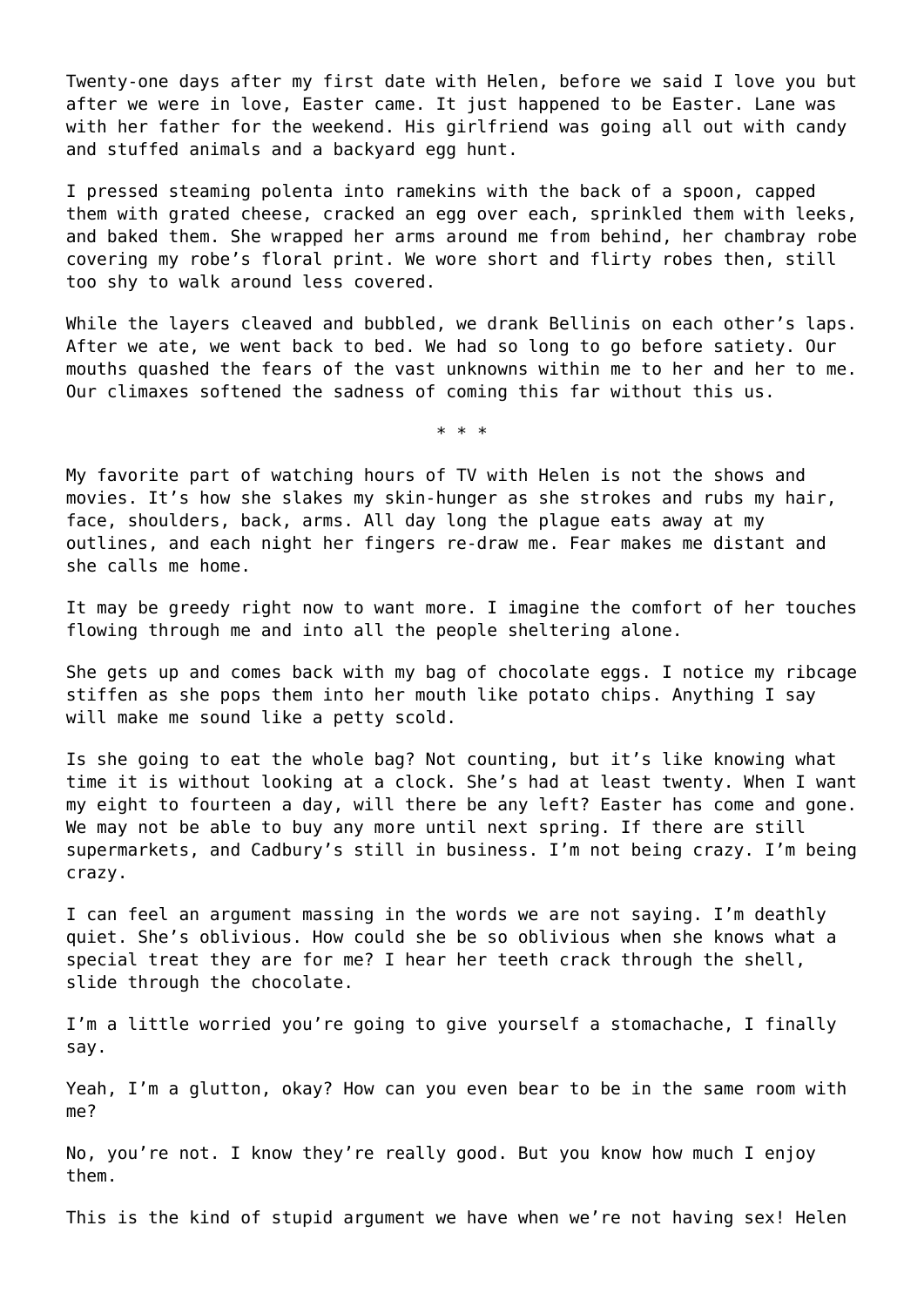Twenty-one days after my first date with Helen, before we said I love you but after we were in love, Easter came. It just happened to be Easter. Lane was with her father for the weekend. His girlfriend was going all out with candy and stuffed animals and a backyard egg hunt.

I pressed steaming polenta into ramekins with the back of a spoon, capped them with grated cheese, cracked an egg over each, sprinkled them with leeks, and baked them. She wrapped her arms around me from behind, her chambray robe covering my robe's floral print. We wore short and flirty robes then, still too shy to walk around less covered.

While the layers cleaved and bubbled, we drank Bellinis on each other's laps. After we ate, we went back to bed. We had so long to go before satiety. Our mouths quashed the fears of the vast unknowns within me to her and her to me. Our climaxes softened the sadness of coming this far without this us.

\* \* \*

My favorite part of watching hours of TV with Helen is not the shows and movies. It's how she slakes my skin-hunger as she strokes and rubs my hair, face, shoulders, back, arms. All day long the plague eats away at my outlines, and each night her fingers re-draw me. Fear makes me distant and she calls me home.

It may be greedy right now to want more. I imagine the comfort of her touches flowing through me and into all the people sheltering alone.

She gets up and comes back with my bag of chocolate eggs. I notice my ribcage stiffen as she pops them into her mouth like potato chips. Anything I say will make me sound like a petty scold.

Is she going to eat the whole bag? Not counting, but it's like knowing what time it is without looking at a clock. She's had at least twenty. When I want my eight to fourteen a day, will there be any left? Easter has come and gone. We may not be able to buy any more until next spring. If there are still supermarkets, and Cadbury's still in business. I'm not being crazy. I'm being crazy.

I can feel an argument massing in the words we are not saying. I'm deathly quiet. She's oblivious. How could she be so oblivious when she knows what a special treat they are for me? I hear her teeth crack through the shell, slide through the chocolate.

I'm a little worried you're going to give yourself a stomachache, I finally say.

Yeah, I'm a glutton, okay? How can you even bear to be in the same room with me?

No, you're not. I know they're really good. But you know how much I enjoy them.

This is the kind of stupid argument we have when we're not having sex! Helen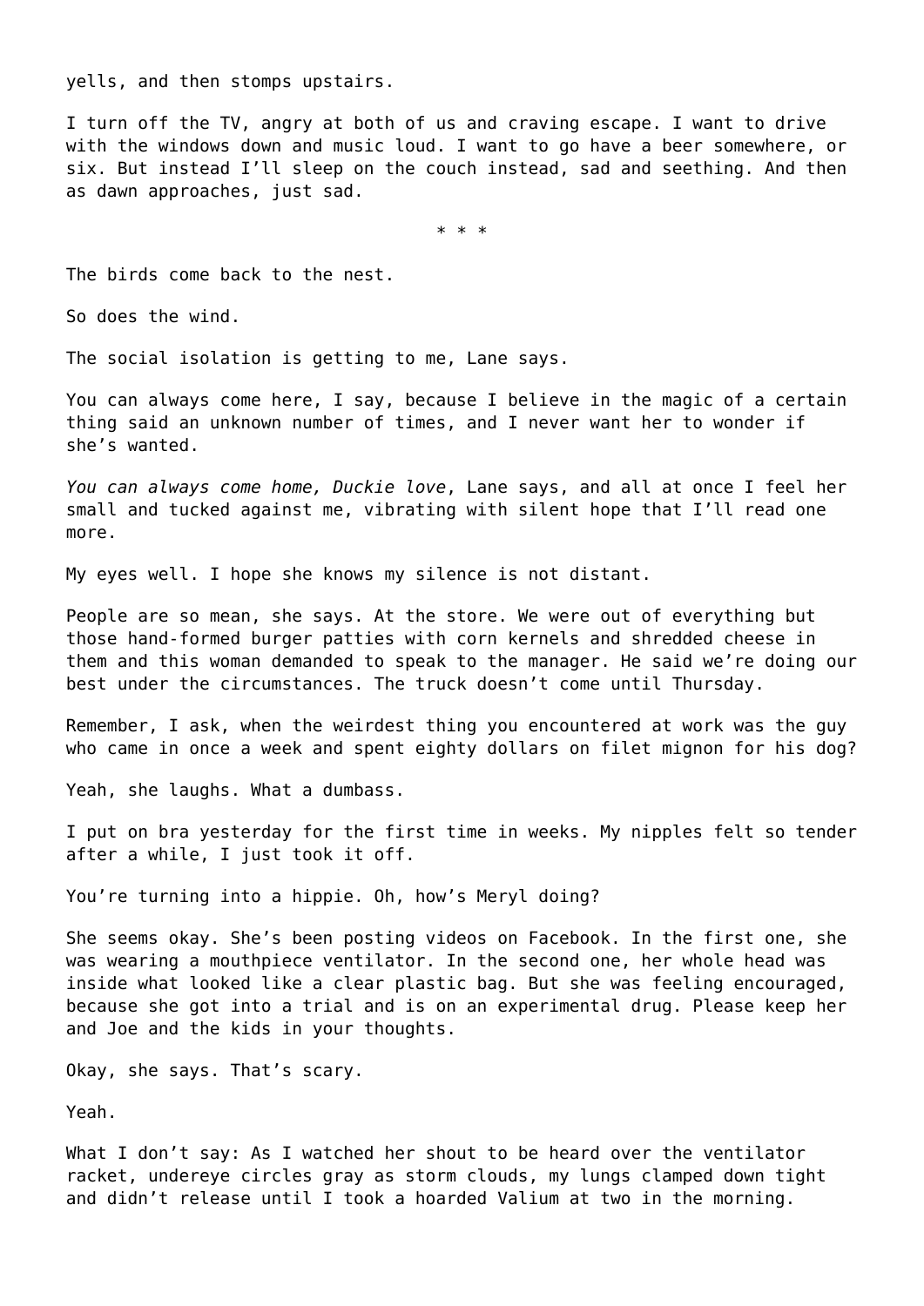yells, and then stomps upstairs.

I turn off the TV, angry at both of us and craving escape. I want to drive with the windows down and music loud. I want to go have a beer somewhere, or six. But instead I'll sleep on the couch instead, sad and seething. And then as dawn approaches, just sad.

* * *

The birds come back to the nest.

So does the wind.

The social isolation is getting to me, Lane says.

You can always come here, I say, because I believe in the magic of a certain thing said an unknown number of times, and I never want her to wonder if she's wanted.

*You can always come home, Duckie love*, Lane says, and all at once I feel her small and tucked against me, vibrating with silent hope that I'll read one more.

My eyes well. I hope she knows my silence is not distant.

People are so mean, she says. At the store. We were out of everything but those hand-formed burger patties with corn kernels and shredded cheese in them and this woman demanded to speak to the manager. He said we're doing our best under the circumstances. The truck doesn't come until Thursday.

Remember, I ask, when the weirdest thing you encountered at work was the guy who came in once a week and spent eighty dollars on filet mignon for his dog?

Yeah, she laughs. What a dumbass.

I put on bra yesterday for the first time in weeks. My nipples felt so tender after a while, I just took it off.

You're turning into a hippie. Oh, how's Meryl doing?

She seems okay. She's been posting videos on Facebook. In the first one, she was wearing a mouthpiece ventilator. In the second one, her whole head was inside what looked like a clear plastic bag. But she was feeling encouraged, because she got into a trial and is on an experimental drug. Please keep her and Joe and the kids in your thoughts.

Okay, she says. That's scary.

Yeah.

What I don't say: As I watched her shout to be heard over the ventilator racket, undereye circles gray as storm clouds, my lungs clamped down tight and didn't release until I took a hoarded Valium at two in the morning.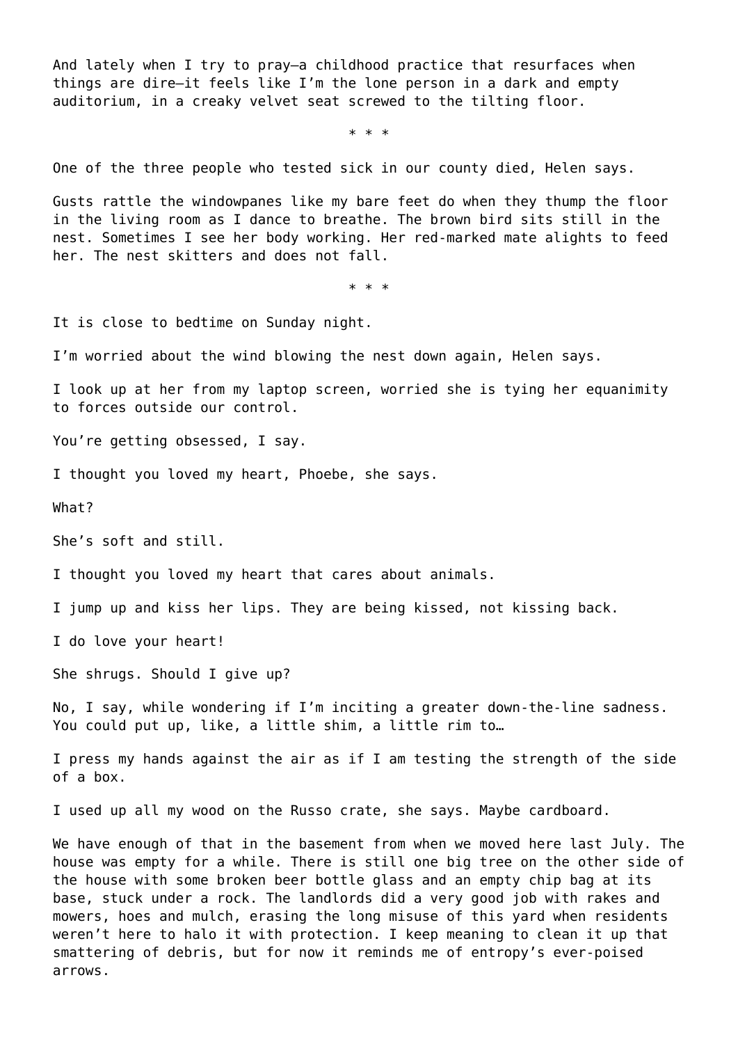And lately when I try to pray—a childhood practice that resurfaces when things are dire—it feels like I'm the lone person in a dark and empty auditorium, in a creaky velvet seat screwed to the tilting floor.

\* \* \*

One of the three people who tested sick in our county died, Helen says.

Gusts rattle the windowpanes like my bare feet do when they thump the floor in the living room as I dance to breathe. The brown bird sits still in the nest. Sometimes I see her body working. Her red-marked mate alights to feed her. The nest skitters and does not fall.

\* \* \*

It is close to bedtime on Sunday night.

I'm worried about the wind blowing the nest down again, Helen says.

I look up at her from my laptop screen, worried she is tying her equanimity to forces outside our control.

You're getting obsessed, I say.

I thought you loved my heart, Phoebe, she says.

What?

She's soft and still.

I thought you loved my heart that cares about animals.

I jump up and kiss her lips. They are being kissed, not kissing back.

I do love your heart!

She shrugs. Should I give up?

No, I say, while wondering if I'm inciting a greater down-the-line sadness. You could put up, like, a little shim, a little rim to…

I press my hands against the air as if I am testing the strength of the side of a box.

I used up all my wood on the Russo crate, she says. Maybe cardboard.

We have enough of that in the basement from when we moved here last July. The house was empty for a while. There is still one big tree on the other side of the house with some broken beer bottle glass and an empty chip bag at its base, stuck under a rock. The landlords did a very good job with rakes and mowers, hoes and mulch, erasing the long misuse of this yard when residents weren't here to halo it with protection. I keep meaning to clean it up that smattering of debris, but for now it reminds me of entropy's ever-poised arrows.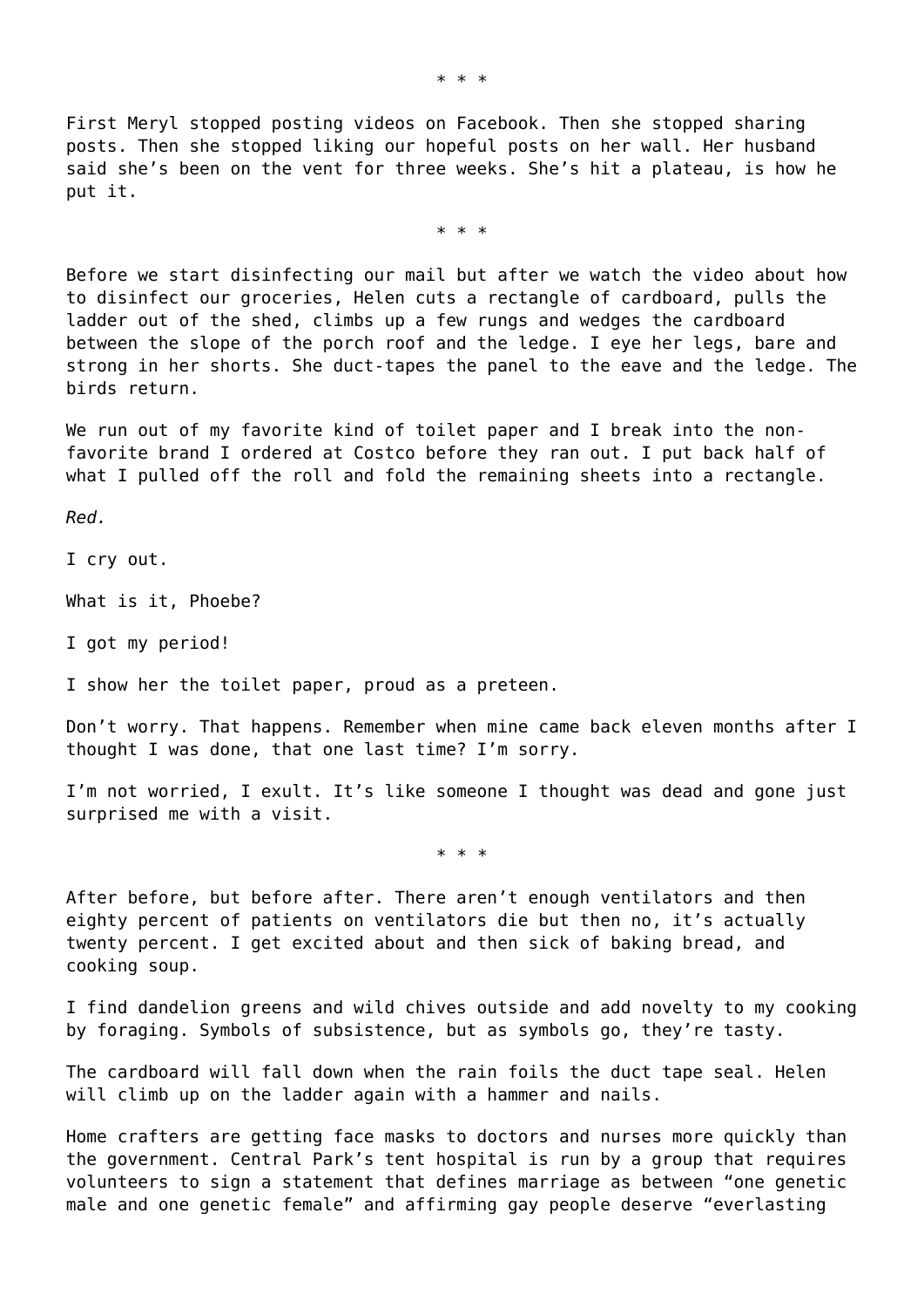\* \* \*

First Meryl stopped posting videos on Facebook. Then she stopped sharing posts. Then she stopped liking our hopeful posts on her wall. Her husband said she's been on the vent for three weeks. She's hit a plateau, is how he put it.

\* \* \*

Before we start disinfecting our mail but after we watch the video about how to disinfect our groceries, Helen cuts a rectangle of cardboard, pulls the ladder out of the shed, climbs up a few rungs and wedges the cardboard between the slope of the porch roof and the ledge. I eye her legs, bare and strong in her shorts. She duct-tapes the panel to the eave and the ledge. The birds return.

We run out of my favorite kind of toilet paper and I break into the non-favorite brand I ordered at Costco before they ran out. I put back half of what I pulled off the roll and fold the remaining sheets into a rectangle.

*Red.*

I cry out.

What is it, Phoebe?

I got my period!

I show her the toilet paper, proud as a preteen.

Don't worry. That happens. Remember when mine came back eleven months after I thought I was done, that one last time? I'm sorry.

I'm not worried, I exult. It's like someone I thought was dead and gone just surprised me with a visit.

\* \* \*

After before, but before after. There aren't enough ventilators and then eighty percent of patients on ventilators die but then no, it's actually twenty percent. I get excited about and then sick of baking bread, and cooking soup.

I find dandelion greens and wild chives outside and add novelty to my cooking by foraging. Symbols of subsistence, but as symbols go, they're tasty.

The cardboard will fall down when the rain foils the duct tape seal. Helen will climb up on the ladder again with a hammer and nails.

Home crafters are getting face masks to doctors and nurses more quickly than the government. Central Park's tent hospital is run by a group that requires volunteers to sign a statement that defines marriage as between "one genetic male and one genetic female" and affirming gay people deserve "everlasting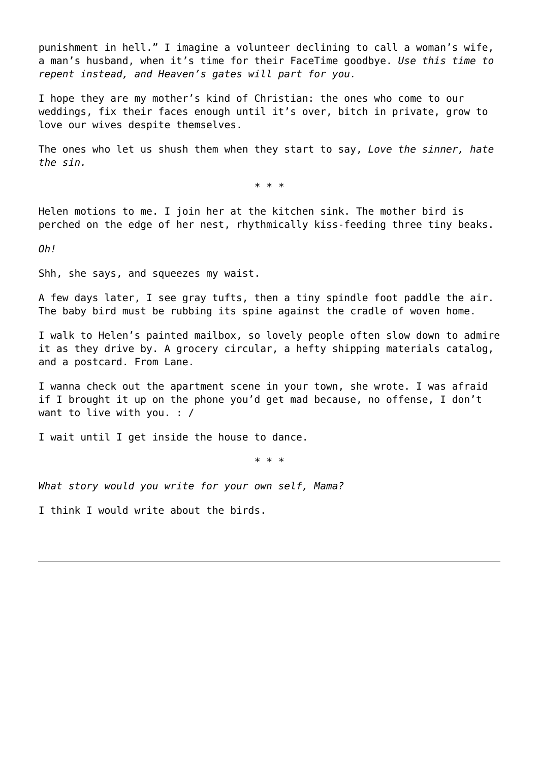punishment in hell." I imagine a volunteer declining to call a woman's wife, a man's husband, when it's time for their FaceTime goodbye. *Use this time to repent instead, and Heaven's gates will part for you.*

I hope they are my mother's kind of Christian: the ones who come to our weddings, fix their faces enough until it's over, bitch in private, grow to love our wives despite themselves.

The ones who let us shush them when they start to say, *Love the sinner, hate the sin.*

\* \* \*

Helen motions to me. I join her at the kitchen sink. The mother bird is perched on the edge of her nest, rhythmically kiss-feeding three tiny beaks.

*Oh!*

Shh, she says, and squeezes my waist.

A few days later, I see gray tufts, then a tiny spindle foot paddle the air. The baby bird must be rubbing its spine against the cradle of woven home.

I walk to Helen's painted mailbox, so lovely people often slow down to admire it as they drive by. A grocery circular, a hefty shipping materials catalog, and a postcard. From Lane.

I wanna check out the apartment scene in your town, she wrote. I was afraid if I brought it up on the phone you'd get mad because, no offense, I don't want to live with you. : /

I wait until I get inside the house to dance.

\* \* \*

*What story would you write for your own self, Mama?*

I think I would write about the birds.

---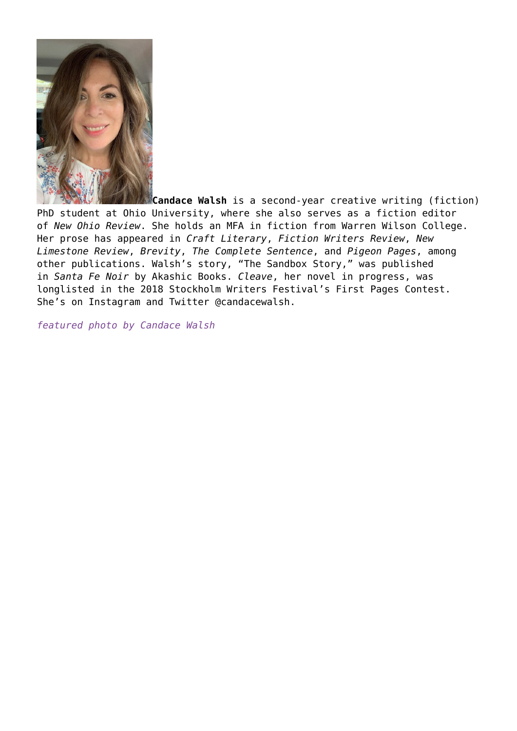**Candace Walsh** is a second-year creative writing (fiction) PhD student at Ohio University, where she also serves as a fiction editor of *New Ohio Review*. She holds an MFA in fiction from Warren Wilson College. Her prose has appeared in *Craft Literary*, *Fiction Writers Review*, *New Limestone Review*, *Brevity*, *The Complete Sentence*, and *Pigeon Pages*, among other publications. Walsh's story, "The Sandbox Story," was published in *Santa Fe Noir* by Akashic Books. *Cleave*, her novel in progress, was longlisted in the 2018 Stockholm Writers Festival's First Pages Contest. She's on Instagram and Twitter @candacewalsh.

*featured photo by Candace Walsh*